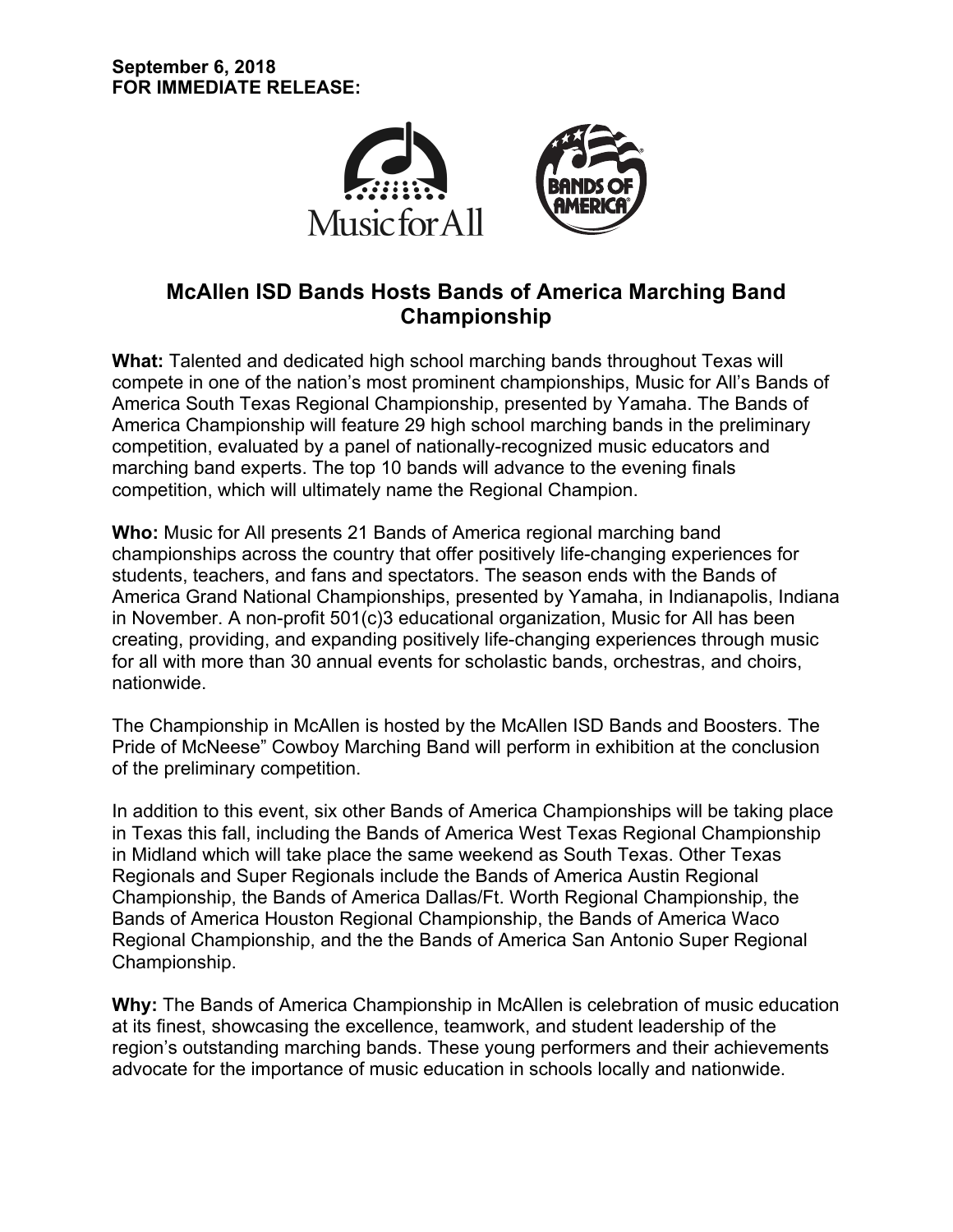**September 6, 2018**
**FOR IMMEDIATE RELEASE:**

# McAllen ISD Bands Hosts Bands of America Marching Band Championship

**What:** Talented and dedicated high school marching bands throughout Texas will compete in one of the nation's most prominent championships, Music for All's Bands of America South Texas Regional Championship, presented by Yamaha. The Bands of America Championship will feature 29 high school marching bands in the preliminary competition, evaluated by a panel of nationally-recognized music educators and marching band experts. The top 10 bands will advance to the evening finals competition, which will ultimately name the Regional Champion.

**Who:** Music for All presents 21 Bands of America regional marching band championships across the country that offer positively life-changing experiences for students, teachers, and fans and spectators. The season ends with the Bands of America Grand National Championships, presented by Yamaha, in Indianapolis, Indiana in November. A non-profit 501(c)3 educational organization, Music for All has been creating, providing, and expanding positively life-changing experiences through music for all with more than 30 annual events for scholastic bands, orchestras, and choirs, nationwide.

The Championship in McAllen is hosted by the McAllen ISD Bands and Boosters. The Pride of McNeese" Cowboy Marching Band will perform in exhibition at the conclusion of the preliminary competition.

In addition to this event, six other Bands of America Championships will be taking place in Texas this fall, including the Bands of America West Texas Regional Championship in Midland which will take place the same weekend as South Texas. Other Texas Regionals and Super Regionals include the Bands of America Austin Regional Championship, the Bands of America Dallas/Ft. Worth Regional Championship, the Bands of America Houston Regional Championship, the Bands of America Waco Regional Championship, and the the Bands of America San Antonio Super Regional Championship.

**Why:** The Bands of America Championship in McAllen is celebration of music education at its finest, showcasing the excellence, teamwork, and student leadership of the region's outstanding marching bands. These young performers and their achievements advocate for the importance of music education in schools locally and nationwide.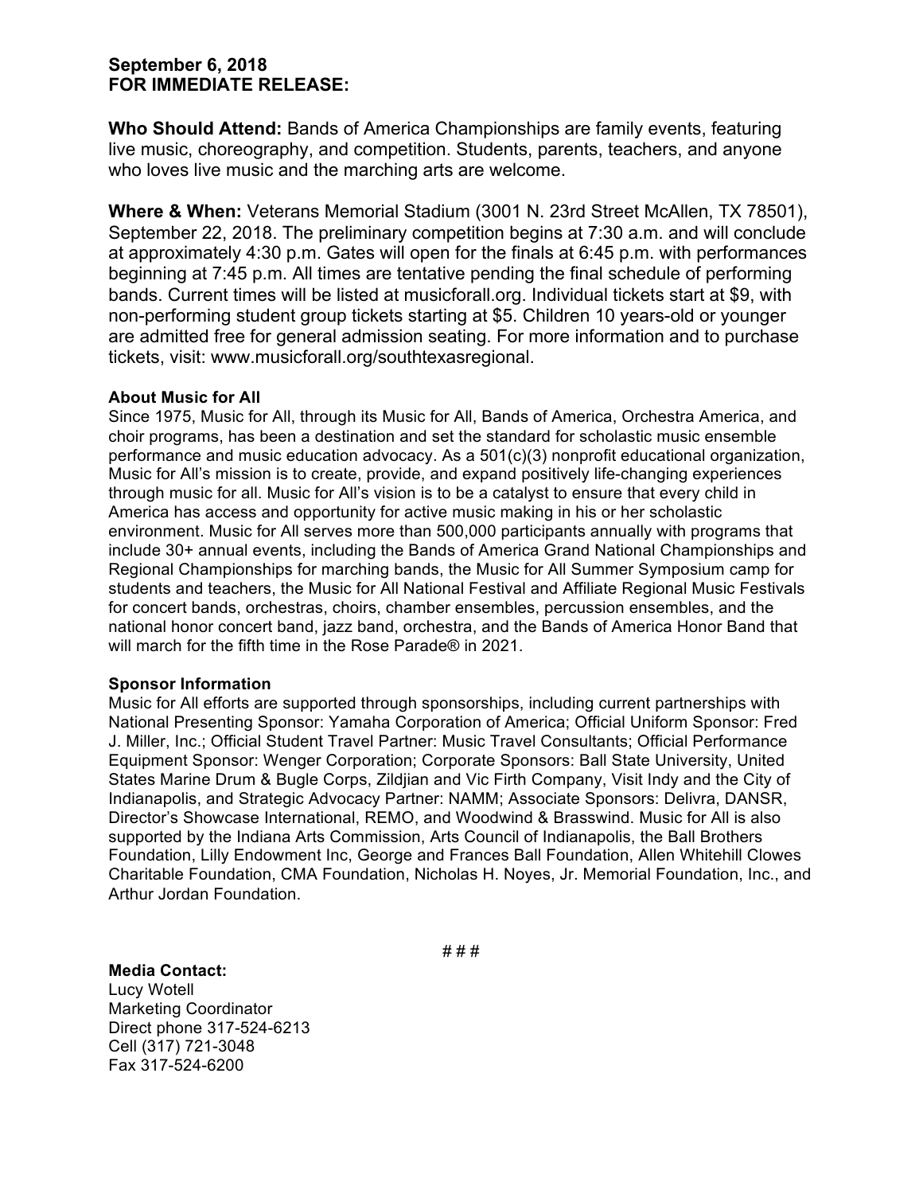**September 6, 2018**
**FOR IMMEDIATE RELEASE:**

**Who Should Attend:** Bands of America Championships are family events, featuring live music, choreography, and competition. Students, parents, teachers, and anyone who loves live music and the marching arts are welcome.

**Where & When:** Veterans Memorial Stadium (3001 N. 23rd Street McAllen, TX 78501), September 22, 2018. The preliminary competition begins at 7:30 a.m. and will conclude at approximately 4:30 p.m. Gates will open for the finals at 6:45 p.m. with performances beginning at 7:45 p.m. All times are tentative pending the final schedule of performing bands. Current times will be listed at musicforall.org. Individual tickets start at $9, with non-performing student group tickets starting at $5. Children 10 years-old or younger are admitted free for general admission seating. For more information and to purchase tickets, visit: www.musicforall.org/southtexasregional.

**About Music for All**

Since 1975, Music for All, through its Music for All, Bands of America, Orchestra America, and choir programs, has been a destination and set the standard for scholastic music ensemble performance and music education advocacy. As a 501(c)(3) nonprofit educational organization, Music for All's mission is to create, provide, and expand positively life-changing experiences through music for all. Music for All's vision is to be a catalyst to ensure that every child in America has access and opportunity for active music making in his or her scholastic environment. Music for All serves more than 500,000 participants annually with programs that include 30+ annual events, including the Bands of America Grand National Championships and Regional Championships for marching bands, the Music for All Summer Symposium camp for students and teachers, the Music for All National Festival and Affiliate Regional Music Festivals for concert bands, orchestras, choirs, chamber ensembles, percussion ensembles, and the national honor concert band, jazz band, orchestra, and the Bands of America Honor Band that will march for the fifth time in the Rose Parade® in 2021.

**Sponsor Information**

Music for All efforts are supported through sponsorships, including current partnerships with National Presenting Sponsor: Yamaha Corporation of America; Official Uniform Sponsor: Fred J. Miller, Inc.; Official Student Travel Partner: Music Travel Consultants; Official Performance Equipment Sponsor: Wenger Corporation; Corporate Sponsors: Ball State University, United States Marine Drum & Bugle Corps, Zildjian and Vic Firth Company, Visit Indy and the City of Indianapolis, and Strategic Advocacy Partner: NAMM; Associate Sponsors: Delivra, DANSR, Director's Showcase International, REMO, and Woodwind & Brasswind. Music for All is also supported by the Indiana Arts Commission, Arts Council of Indianapolis, the Ball Brothers Foundation, Lilly Endowment Inc, George and Frances Ball Foundation, Allen Whitehill Clowes Charitable Foundation, CMA Foundation, Nicholas H. Noyes, Jr. Memorial Foundation, Inc., and Arthur Jordan Foundation.

# # #

**Media Contact:**
Lucy Wotell
Marketing Coordinator
Direct phone 317-524-6213
Cell (317) 721-3048
Fax 317-524-6200